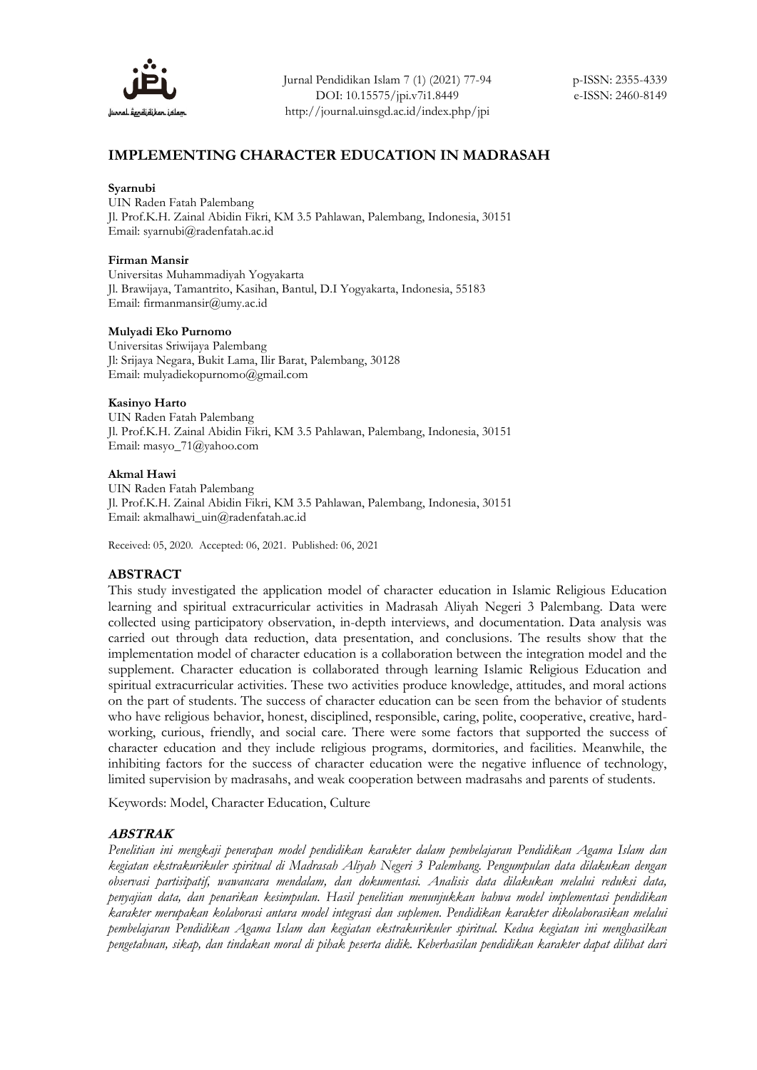Jurnal Pendidikan Islam 7 (1) (2021) 77-94
DOI: 10.15575/jpi.v7i1.8449
http://journal.uinsgd.ac.id/index.php/jpi

p-ISSN: 2355-4339
e-ISSN: 2460-8149

# IMPLEMENTING CHARACTER EDUCATION IN MADRASAH

**Syarnubi**
UIN Raden Fatah Palembang
Jl. Prof.K.H. Zainal Abidin Fikri, KM 3.5 Pahlawan, Palembang, Indonesia, 30151
Email: syarnubi@radenfatah.ac.id

**Firman Mansir**
Universitas Muhammadiyah Yogyakarta
Jl. Brawijaya, Tamantrito, Kasihan, Bantul, D.I Yogyakarta, Indonesia, 55183
Email: firmanmansir@umy.ac.id

**Mulyadi Eko Purnomo**
Universitas Sriwijaya Palembang
Jl: Srijaya Negara, Bukit Lama, Ilir Barat, Palembang, 30128
Email: mulyadiekopurnomo@gmail.com

**Kasinyo Harto**
UIN Raden Fatah Palembang
Jl. Prof.K.H. Zainal Abidin Fikri, KM 3.5 Pahlawan, Palembang, Indonesia, 30151
Email: masyo_71@yahoo.com

**Akmal Hawi**
UIN Raden Fatah Palembang
Jl. Prof.K.H. Zainal Abidin Fikri, KM 3.5 Pahlawan, Palembang, Indonesia, 30151
Email: akmalhawi_uin@radenfatah.ac.id

Received: 05, 2020. Accepted: 06, 2021. Published: 06, 2021

## ABSTRACT

This study investigated the application model of character education in Islamic Religious Education learning and spiritual extracurricular activities in Madrasah Aliyah Negeri 3 Palembang. Data were collected using participatory observation, in-depth interviews, and documentation. Data analysis was carried out through data reduction, data presentation, and conclusions. The results show that the implementation model of character education is a collaboration between the integration model and the supplement. Character education is collaborated through learning Islamic Religious Education and spiritual extracurricular activities. These two activities produce knowledge, attitudes, and moral actions on the part of students. The success of character education can be seen from the behavior of students who have religious behavior, honest, disciplined, responsible, caring, polite, cooperative, creative, hard-working, curious, friendly, and social care. There were some factors that supported the success of character education and they include religious programs, dormitories, and facilities. Meanwhile, the inhibiting factors for the success of character education were the negative influence of technology, limited supervision by madrasahs, and weak cooperation between madrasahs and parents of students.

Keywords: Model, Character Education, Culture

## *ABSTRAK*

*Penelitian ini mengkaji penerapan model pendidikan karakter dalam pembelajaran Pendidikan Agama Islam dan kegiatan ekstrakurikuler spiritual di Madrasah Aliyah Negeri 3 Palembang. Pengumpulan data dilakukan dengan observasi partisipatif, wawancara mendalam, dan dokumentasi. Analisis data dilakukan melalui reduksi data, penyajian data, dan penarikan kesimpulan. Hasil penelitian menunjukkan bahwa model implementasi pendidikan karakter merupakan kolaborasi antara model integrasi dan suplemen. Pendidikan karakter dikolaborasikan melalui pembelajaran Pendidikan Agama Islam dan kegiatan ekstrakurikuler spiritual. Kedua kegiatan ini menghasilkan pengetahuan, sikap, dan tindakan moral di pihak peserta didik. Keberhasilan pendidikan karakter dapat dilihat dari*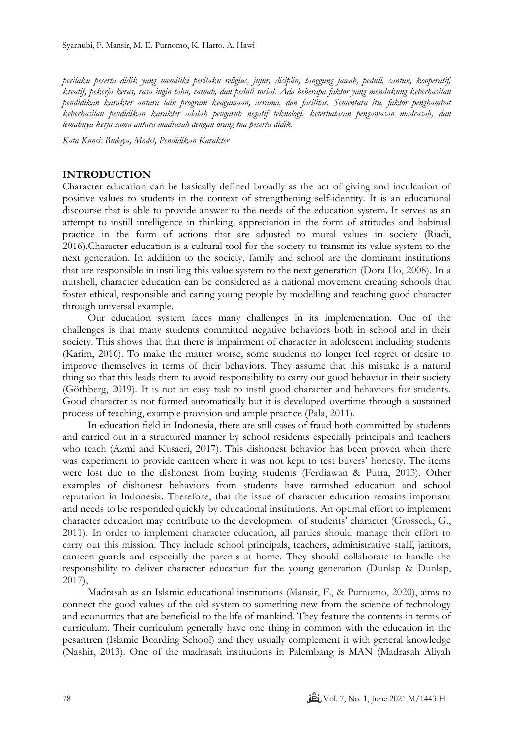*perilaku peserta didik yang memiliki perilaku religius, jujur, disiplin, tanggung jawab, peduli, santun, kooperatif, kreatif, pekerja keras, rasa ingin tahu, ramah, dan peduli sosial. Ada beberapa faktor yang mendukung keberhasilan pendidikan karakter antara lain program keagamaan, asrama, dan fasilitas. Sementara itu, faktor penghambat keberhasilan pendidikan karakter adalah pengaruh negatif teknologi, keterbatasan pengawasan madrasah, dan lemahnya kerja sama antara madrasah dengan orang tua peserta didik.*

*Kata Kunci: Budaya, Model, Pendidikan Karakter*

## INTRODUCTION

Character education can be basically defined broadly as the act of giving and inculcation of positive values to students in the context of strengthening self-identity. It is an educational discourse that is able to provide answer to the needs of the education system. It serves as an attempt to instill intelligence in thinking, appreciation in the form of attitudes and habitual practice in the form of actions that are adjusted to moral values in society (Riadi, 2016).Character education is a cultural tool for the society to transmit its value system to the next generation. In addition to the society, family and school are the dominant institutions that are responsible in instilling this value system to the next generation (Dora Ho, 2008). In a nutshell, character education can be considered as a national movement creating schools that foster ethical, responsible and caring young people by modelling and teaching good character through universal example.

Our education system faces many challenges in its implementation. One of the challenges is that many students committed negative behaviors both in school and in their society. This shows that that there is impairment of character in adolescent including students (Karim, 2016). To make the matter worse, some students no longer feel regret or desire to improve themselves in terms of their behaviors. They assume that this mistake is a natural thing so that this leads them to avoid responsibility to carry out good behavior in their society (Göthberg, 2019). It is not an easy task to instil good character and behaviors for students. Good character is not formed automatically but it is developed overtime through a sustained process of teaching, example provision and ample practice (Pala, 2011).

In education field in Indonesia, there are still cases of fraud both committed by students and carried out in a structured manner by school residents especially principals and teachers who teach (Azmi and Kusaeri, 2017). This dishonest behavior has been proven when there was experiment to provide canteen where it was not kept to test buyers' honesty. The items were lost due to the dishonest from buying students (Ferdiawan & Putra, 2013). Other examples of dishonest behaviors from students have tarnished education and school reputation in Indonesia. Therefore, that the issue of character education remains important and needs to be responded quickly by educational institutions. An optimal effort to implement character education may contribute to the development of students' character (Grosseck, G., 2011). In order to implement character education, all parties should manage their effort to carry out this mission. They include school principals, teachers, administrative staff, janitors, canteen guards and especially the parents at home. They should collaborate to handle the responsibility to deliver character education for the young generation (Dunlap & Dunlap, 2017),

Madrasah as an Islamic educational institutions (Mansir, F., & Purnomo, 2020), aims to connect the good values of the old system to something new from the science of technology and economics that are beneficial to the life of mankind. They feature the contents in terms of curriculum. Their curriculum generally have one thing in common with the education in the pesantren (Islamic Boarding School) and they usually complement it with general knowledge (Nashir, 2013). One of the madrasah institutions in Palembang is MAN (Madrasah Aliyah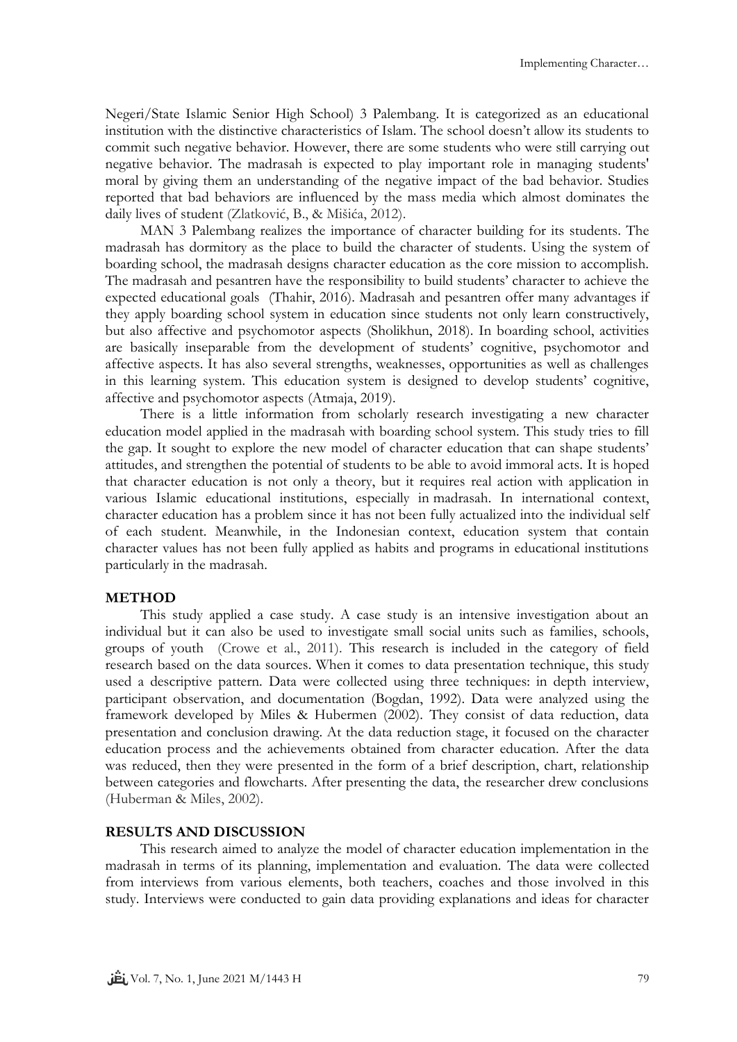Negeri/State Islamic Senior High School) 3 Palembang. It is categorized as an educational institution with the distinctive characteristics of Islam. The school doesn't allow its students to commit such negative behavior. However, there are some students who were still carrying out negative behavior. The madrasah is expected to play important role in managing students' moral by giving them an understanding of the negative impact of the bad behavior. Studies reported that bad behaviors are influenced by the mass media which almost dominates the daily lives of student (Zlatković, B., & Mišića, 2012).

MAN 3 Palembang realizes the importance of character building for its students. The madrasah has dormitory as the place to build the character of students. Using the system of boarding school, the madrasah designs character education as the core mission to accomplish. The madrasah and pesantren have the responsibility to build students' character to achieve the expected educational goals (Thahir, 2016). Madrasah and pesantren offer many advantages if they apply boarding school system in education since students not only learn constructively, but also affective and psychomotor aspects (Sholikhun, 2018). In boarding school, activities are basically inseparable from the development of students' cognitive, psychomotor and affective aspects. It has also several strengths, weaknesses, opportunities as well as challenges in this learning system. This education system is designed to develop students' cognitive, affective and psychomotor aspects (Atmaja, 2019).

There is a little information from scholarly research investigating a new character education model applied in the madrasah with boarding school system. This study tries to fill the gap. It sought to explore the new model of character education that can shape students' attitudes, and strengthen the potential of students to be able to avoid immoral acts. It is hoped that character education is not only a theory, but it requires real action with application in various Islamic educational institutions, especially in madrasah. In international context, character education has a problem since it has not been fully actualized into the individual self of each student. Meanwhile, in the Indonesian context, education system that contain character values has not been fully applied as habits and programs in educational institutions particularly in the madrasah.

## METHOD

This study applied a case study. A case study is an intensive investigation about an individual but it can also be used to investigate small social units such as families, schools, groups of youth (Crowe et al., 2011). This research is included in the category of field research based on the data sources. When it comes to data presentation technique, this study used a descriptive pattern. Data were collected using three techniques: in depth interview, participant observation, and documentation (Bogdan, 1992). Data were analyzed using the framework developed by Miles & Hubermen (2002). They consist of data reduction, data presentation and conclusion drawing. At the data reduction stage, it focused on the character education process and the achievements obtained from character education. After the data was reduced, then they were presented in the form of a brief description, chart, relationship between categories and flowcharts. After presenting the data, the researcher drew conclusions (Huberman & Miles, 2002).

## RESULTS AND DISCUSSION

This research aimed to analyze the model of character education implementation in the madrasah in terms of its planning, implementation and evaluation. The data were collected from interviews from various elements, both teachers, coaches and those involved in this study. Interviews were conducted to gain data providing explanations and ideas for character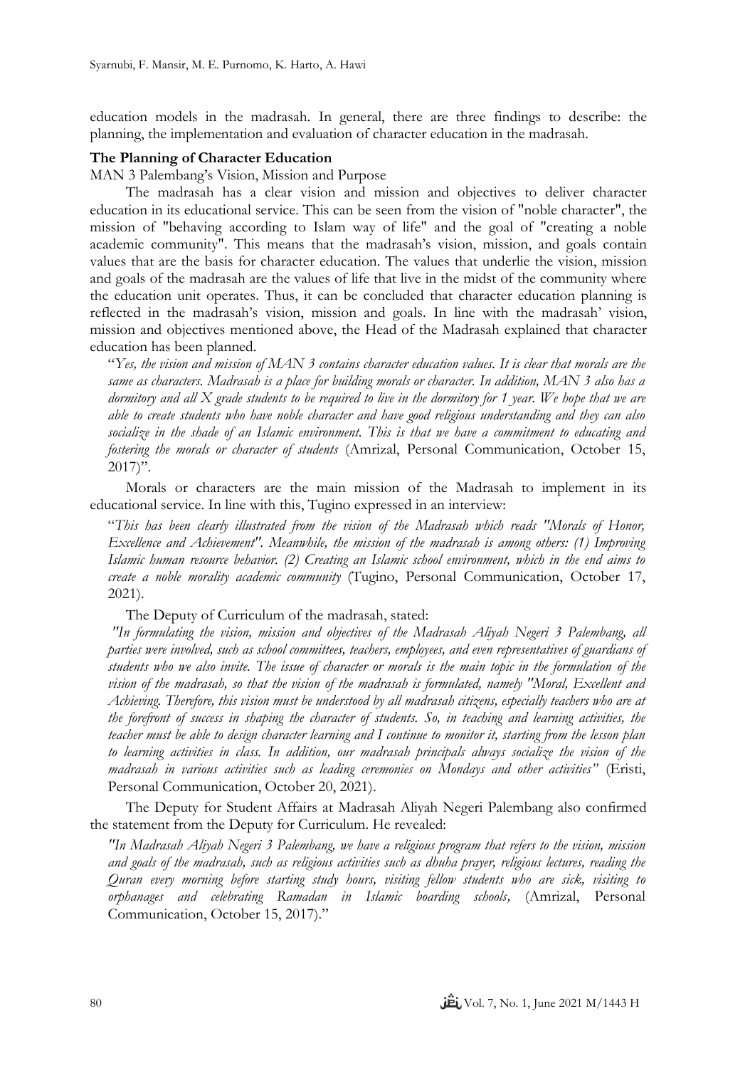education models in the madrasah. In general, there are three findings to describe: the planning, the implementation and evaluation of character education in the madrasah.

### The Planning of Character Education

MAN 3 Palembang's Vision, Mission and Purpose

The madrasah has a clear vision and mission and objectives to deliver character education in its educational service. This can be seen from the vision of "noble character", the mission of "behaving according to Islam way of life" and the goal of "creating a noble academic community". This means that the madrasah's vision, mission, and goals contain values that are the basis for character education. The values that underlie the vision, mission and goals of the madrasah are the values of life that live in the midst of the community where the education unit operates. Thus, it can be concluded that character education planning is reflected in the madrasah's vision, mission and goals. In line with the madrasah' vision, mission and objectives mentioned above, the Head of the Madrasah explained that character education has been planned.

> "*Yes, the vision and mission of MAN 3 contains character education values. It is clear that morals are the same as characters. Madrasah is a place for building morals or character. In addition, MAN 3 also has a dormitory and all X grade students to be required to live in the dormitory for 1 year. We hope that we are able to create students who have noble character and have good religious understanding and they can also socialize in the shade of an Islamic environment. This is that we have a commitment to educating and fostering the morals or character of students* (Amrizal, Personal Communication, October 15, 2017)".

Morals or characters are the main mission of the Madrasah to implement in its educational service. In line with this, Tugino expressed in an interview:

> "*This has been clearly illustrated from the vision of the Madrasah which reads "Morals of Honor, Excellence and Achievement". Meanwhile, the mission of the madrasah is among others: (1) Improving Islamic human resource behavior. (2) Creating an Islamic school environment, which in the end aims to create a noble morality academic community* (Tugino, Personal Communication, October 17, 2021).

The Deputy of Curriculum of the madrasah, stated:

> *"In formulating the vision, mission and objectives of the Madrasah Aliyah Negeri 3 Palembang, all parties were involved, such as school committees, teachers, employees, and even representatives of guardians of students who we also invite. The issue of character or morals is the main topic in the formulation of the vision of the madrasah, so that the vision of the madrasah is formulated, namely "Moral, Excellent and Achieving. Therefore, this vision must be understood by all madrasah citizens, especially teachers who are at the forefront of success in shaping the character of students. So, in teaching and learning activities, the teacher must be able to design character learning and I continue to monitor it, starting from the lesson plan to learning activities in class. In addition, our madrasah principals always socialize the vision of the madrasah in various activities such as leading ceremonies on Mondays and other activities"* (Eristi, Personal Communication, October 20, 2021).

The Deputy for Student Affairs at Madrasah Aliyah Negeri Palembang also confirmed the statement from the Deputy for Curriculum. He revealed:

> *"In Madrasah Aliyah Negeri 3 Palembang, we have a religious program that refers to the vision, mission and goals of the madrasah, such as religious activities such as dhuha prayer, religious lectures, reading the Quran every morning before starting study hours, visiting fellow students who are sick, visiting to orphanages and celebrating Ramadan in Islamic boarding schools,* (Amrizal, Personal Communication, October 15, 2017)."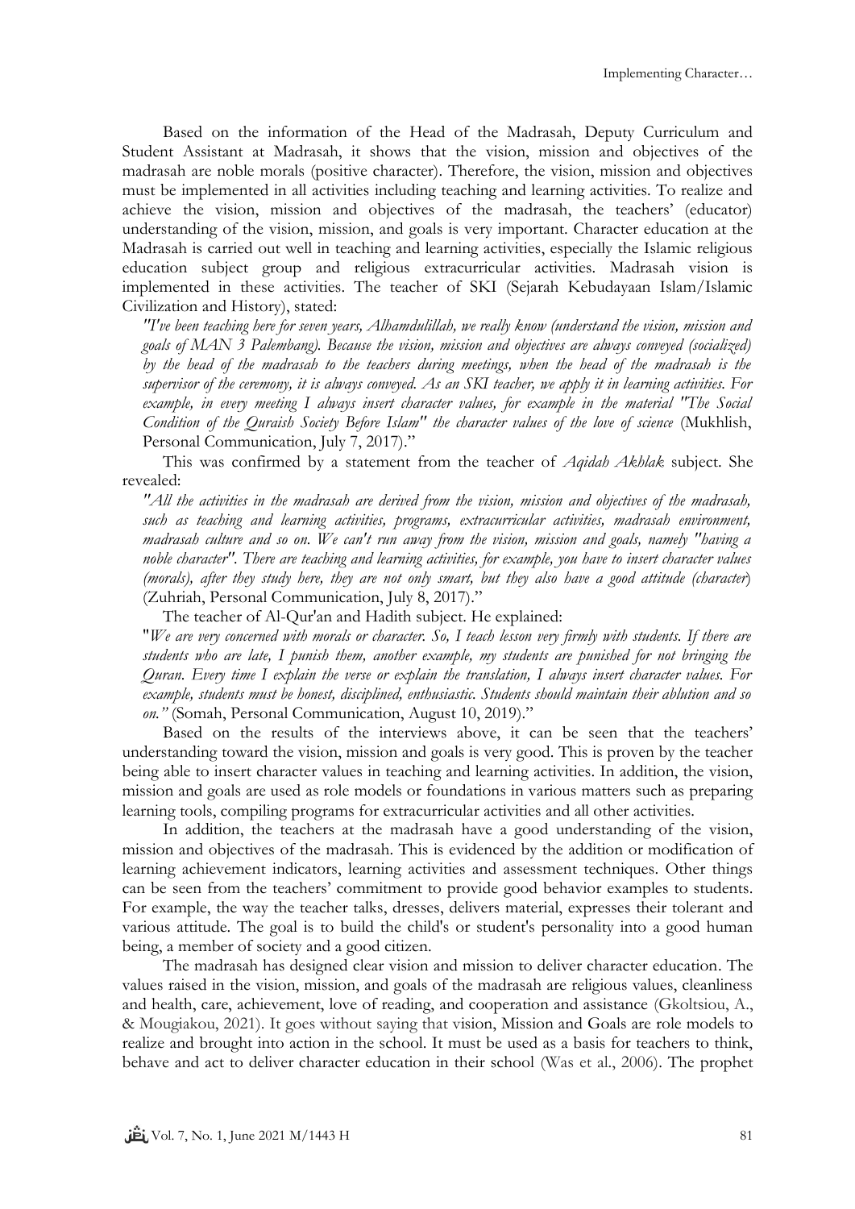Based on the information of the Head of the Madrasah, Deputy Curriculum and Student Assistant at Madrasah, it shows that the vision, mission and objectives of the madrasah are noble morals (positive character). Therefore, the vision, mission and objectives must be implemented in all activities including teaching and learning activities. To realize and achieve the vision, mission and objectives of the madrasah, the teachers' (educator) understanding of the vision, mission, and goals is very important. Character education at the Madrasah is carried out well in teaching and learning activities, especially the Islamic religious education subject group and religious extracurricular activities. Madrasah vision is implemented in these activities. The teacher of SKI (Sejarah Kebudayaan Islam/Islamic Civilization and History), stated:

*"I've been teaching here for seven years, Alhamdulillah, we really know (understand the vision, mission and goals of MAN 3 Palembang). Because the vision, mission and objectives are always conveyed (socialized) by the head of the madrasah to the teachers during meetings, when the head of the madrasah is the supervisor of the ceremony, it is always conveyed. As an SKI teacher, we apply it in learning activities. For example, in every meeting I always insert character values, for example in the material "The Social Condition of the Quraish Society Before Islam" the character values of the love of science* (Mukhlish, Personal Communication, July 7, 2017)."

This was confirmed by a statement from the teacher of *Aqidah Akhlak* subject. She revealed:

*"All the activities in the madrasah are derived from the vision, mission and objectives of the madrasah, such as teaching and learning activities, programs, extracurricular activities, madrasah environment, madrasah culture and so on. We can't run away from the vision, mission and goals, namely "having a noble character". There are teaching and learning activities, for example, you have to insert character values (morals), after they study here, they are not only smart, but they also have a good attitude (character*) (Zuhriah, Personal Communication, July 8, 2017)."

The teacher of Al-Qur'an and Hadith subject. He explained:

"*We are very concerned with morals or character. So, I teach lesson very firmly with students. If there are students who are late, I punish them, another example, my students are punished for not bringing the Quran. Every time I explain the verse or explain the translation, I always insert character values. For example, students must be honest, disciplined, enthusiastic. Students should maintain their ablution and so on."* (Somah, Personal Communication, August 10, 2019)."

Based on the results of the interviews above, it can be seen that the teachers' understanding toward the vision, mission and goals is very good. This is proven by the teacher being able to insert character values in teaching and learning activities. In addition, the vision, mission and goals are used as role models or foundations in various matters such as preparing learning tools, compiling programs for extracurricular activities and all other activities.

In addition, the teachers at the madrasah have a good understanding of the vision, mission and objectives of the madrasah. This is evidenced by the addition or modification of learning achievement indicators, learning activities and assessment techniques. Other things can be seen from the teachers' commitment to provide good behavior examples to students. For example, the way the teacher talks, dresses, delivers material, expresses their tolerant and various attitude. The goal is to build the child's or student's personality into a good human being, a member of society and a good citizen.

The madrasah has designed clear vision and mission to deliver character education. The values raised in the vision, mission, and goals of the madrasah are religious values, cleanliness and health, care, achievement, love of reading, and cooperation and assistance (Gkoltsiou, A., & Mougiakou, 2021). It goes without saying that vision, Mission and Goals are role models to realize and brought into action in the school. It must be used as a basis for teachers to think, behave and act to deliver character education in their school (Was et al., 2006). The prophet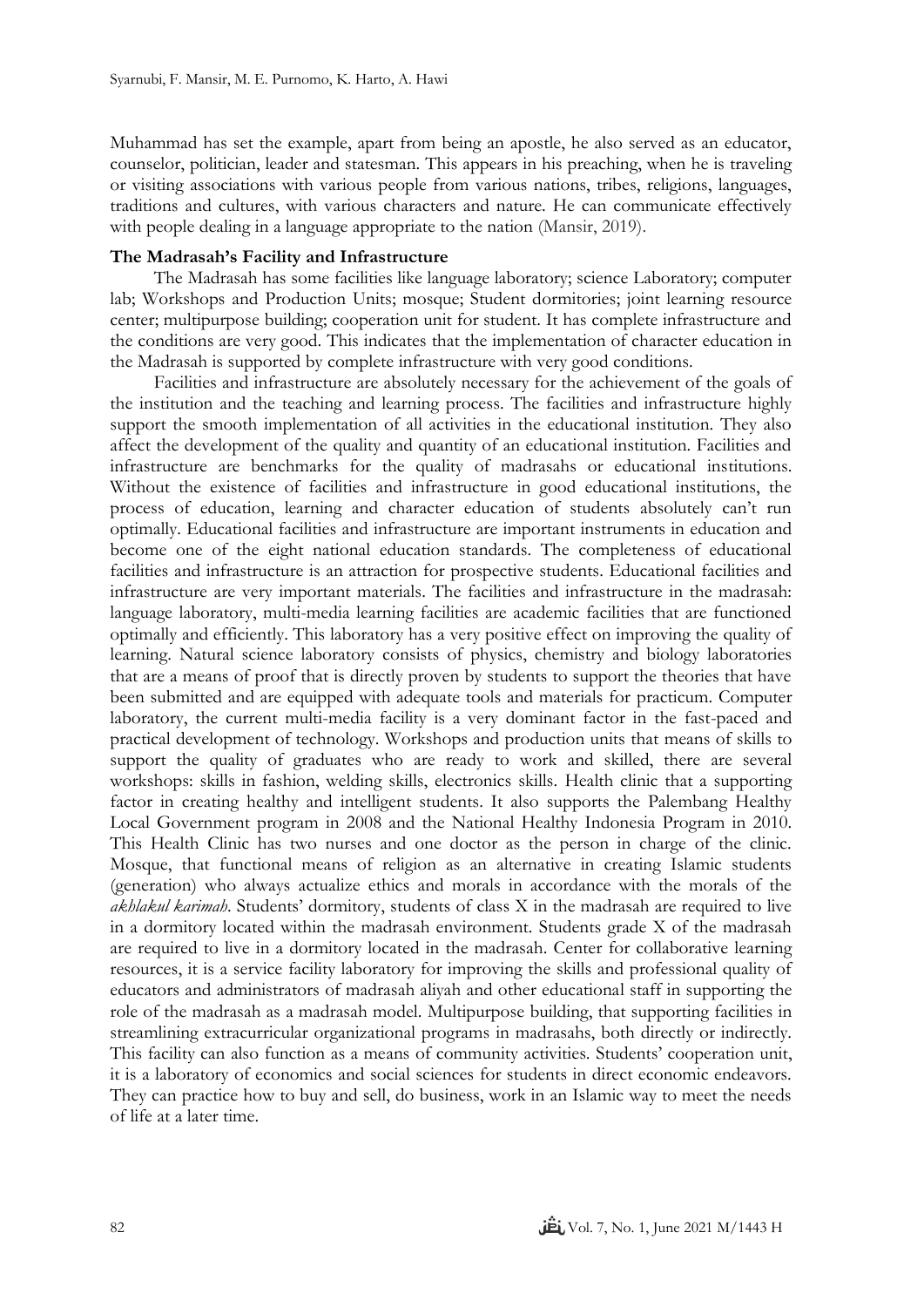Muhammad has set the example, apart from being an apostle, he also served as an educator, counselor, politician, leader and statesman. This appears in his preaching, when he is traveling or visiting associations with various people from various nations, tribes, religions, languages, traditions and cultures, with various characters and nature. He can communicate effectively with people dealing in a language appropriate to the nation (Mansir, 2019).

**The Madrasah's Facility and Infrastructure**

The Madrasah has some facilities like language laboratory; science Laboratory; computer lab; Workshops and Production Units; mosque; Student dormitories; joint learning resource center; multipurpose building; cooperation unit for student. It has complete infrastructure and the conditions are very good. This indicates that the implementation of character education in the Madrasah is supported by complete infrastructure with very good conditions.

Facilities and infrastructure are absolutely necessary for the achievement of the goals of the institution and the teaching and learning process. The facilities and infrastructure highly support the smooth implementation of all activities in the educational institution. They also affect the development of the quality and quantity of an educational institution. Facilities and infrastructure are benchmarks for the quality of madrasahs or educational institutions. Without the existence of facilities and infrastructure in good educational institutions, the process of education, learning and character education of students absolutely can't run optimally. Educational facilities and infrastructure are important instruments in education and become one of the eight national education standards. The completeness of educational facilities and infrastructure is an attraction for prospective students. Educational facilities and infrastructure are very important materials. The facilities and infrastructure in the madrasah: language laboratory, multi-media learning facilities are academic facilities that are functioned optimally and efficiently. This laboratory has a very positive effect on improving the quality of learning. Natural science laboratory consists of physics, chemistry and biology laboratories that are a means of proof that is directly proven by students to support the theories that have been submitted and are equipped with adequate tools and materials for practicum. Computer laboratory, the current multi-media facility is a very dominant factor in the fast-paced and practical development of technology. Workshops and production units that means of skills to support the quality of graduates who are ready to work and skilled, there are several workshops: skills in fashion, welding skills, electronics skills. Health clinic that a supporting factor in creating healthy and intelligent students. It also supports the Palembang Healthy Local Government program in 2008 and the National Healthy Indonesia Program in 2010. This Health Clinic has two nurses and one doctor as the person in charge of the clinic. Mosque, that functional means of religion as an alternative in creating Islamic students (generation) who always actualize ethics and morals in accordance with the morals of the *akhlakul karimah*. Students' dormitory, students of class X in the madrasah are required to live in a dormitory located within the madrasah environment. Students grade X of the madrasah are required to live in a dormitory located in the madrasah. Center for collaborative learning resources, it is a service facility laboratory for improving the skills and professional quality of educators and administrators of madrasah aliyah and other educational staff in supporting the role of the madrasah as a madrasah model. Multipurpose building, that supporting facilities in streamlining extracurricular organizational programs in madrasahs, both directly or indirectly. This facility can also function as a means of community activities. Students' cooperation unit, it is a laboratory of economics and social sciences for students in direct economic endeavors. They can practice how to buy and sell, do business, work in an Islamic way to meet the needs of life at a later time.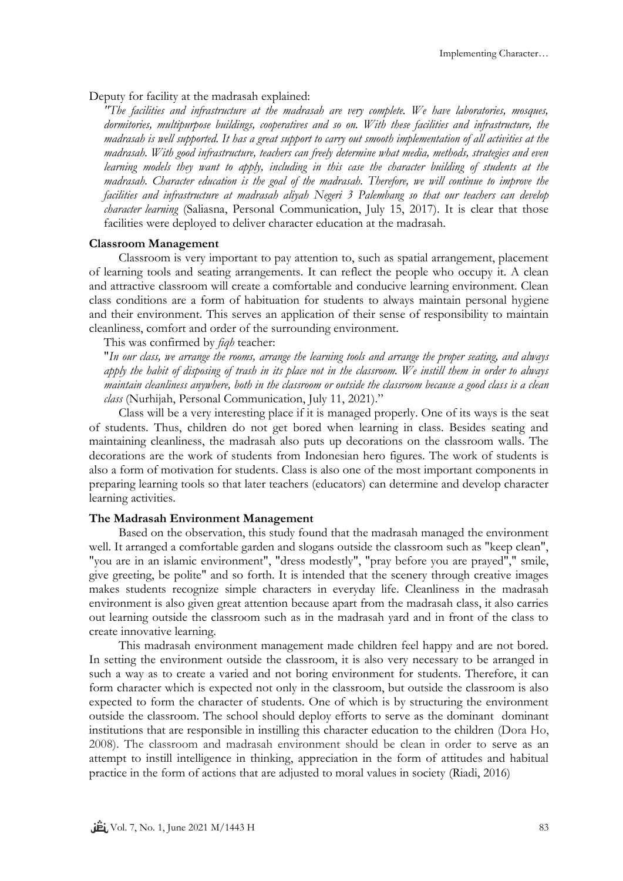Deputy for facility at the madrasah explained:

*"The facilities and infrastructure at the madrasah are very complete. We have laboratories, mosques, dormitories, multipurpose buildings, cooperatives and so on. With these facilities and infrastructure, the madrasah is well supported. It has a great support to carry out smooth implementation of all activities at the madrasah. With good infrastructure, teachers can freely determine what media, methods, strategies and even learning models they want to apply, including in this case the character building of students at the madrasah. Character education is the goal of the madrasah. Therefore, we will continue to improve the facilities and infrastructure at madrasah aliyah Negeri 3 Palembang so that our teachers can develop character learning* (Saliasna, Personal Communication, July 15, 2017). It is clear that those facilities were deployed to deliver character education at the madrasah.

**Classroom Management**

Classroom is very important to pay attention to, such as spatial arrangement, placement of learning tools and seating arrangements. It can reflect the people who occupy it. A clean and attractive classroom will create a comfortable and conducive learning environment. Clean class conditions are a form of habituation for students to always maintain personal hygiene and their environment. This serves an application of their sense of responsibility to maintain cleanliness, comfort and order of the surrounding environment.

This was confirmed by *fiqh* teacher:

"*In our class, we arrange the rooms, arrange the learning tools and arrange the proper seating, and always apply the habit of disposing of trash in its place not in the classroom. We instill them in order to always maintain cleanliness anywhere, both in the classroom or outside the classroom because a good class is a clean class* (Nurhijah, Personal Communication, July 11, 2021)."

Class will be a very interesting place if it is managed properly. One of its ways is the seat of students. Thus, children do not get bored when learning in class. Besides seating and maintaining cleanliness, the madrasah also puts up decorations on the classroom walls. The decorations are the work of students from Indonesian hero figures. The work of students is also a form of motivation for students. Class is also one of the most important components in preparing learning tools so that later teachers (educators) can determine and develop character learning activities.

**The Madrasah Environment Management**

Based on the observation, this study found that the madrasah managed the environment well. It arranged a comfortable garden and slogans outside the classroom such as "keep clean", "you are in an islamic environment", "dress modestly", "pray before you are prayed"," smile, give greeting, be polite" and so forth. It is intended that the scenery through creative images makes students recognize simple characters in everyday life. Cleanliness in the madrasah environment is also given great attention because apart from the madrasah class, it also carries out learning outside the classroom such as in the madrasah yard and in front of the class to create innovative learning.

This madrasah environment management made children feel happy and are not bored. In setting the environment outside the classroom, it is also very necessary to be arranged in such a way as to create a varied and not boring environment for students. Therefore, it can form character which is expected not only in the classroom, but outside the classroom is also expected to form the character of students. One of which is by structuring the environment outside the classroom. The school should deploy efforts to serve as the dominant dominant institutions that are responsible in instilling this character education to the children (Dora Ho, 2008). The classroom and madrasah environment should be clean in order to serve as an attempt to instill intelligence in thinking, appreciation in the form of attitudes and habitual practice in the form of actions that are adjusted to moral values in society (Riadi, 2016)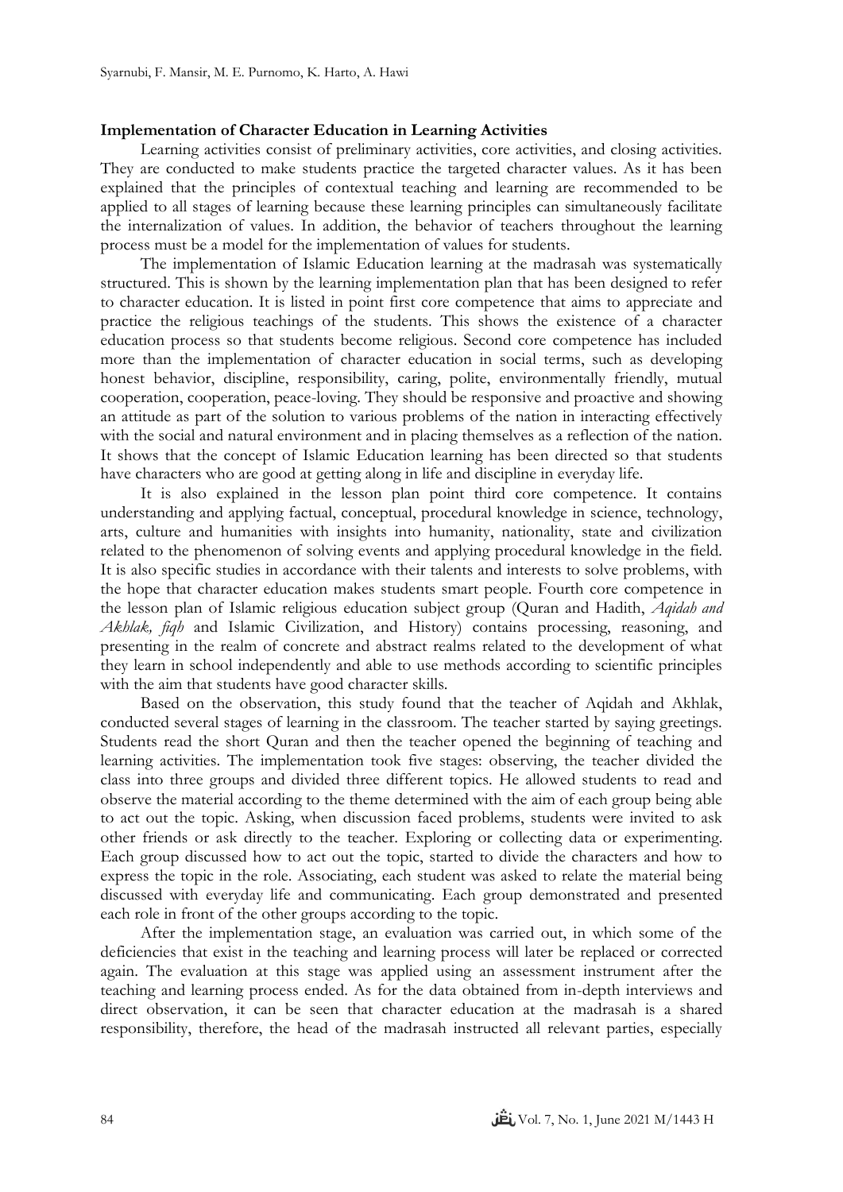### Implementation of Character Education in Learning Activities

Learning activities consist of preliminary activities, core activities, and closing activities. They are conducted to make students practice the targeted character values. As it has been explained that the principles of contextual teaching and learning are recommended to be applied to all stages of learning because these learning principles can simultaneously facilitate the internalization of values. In addition, the behavior of teachers throughout the learning process must be a model for the implementation of values for students.

The implementation of Islamic Education learning at the madrasah was systematically structured. This is shown by the learning implementation plan that has been designed to refer to character education. It is listed in point first core competence that aims to appreciate and practice the religious teachings of the students. This shows the existence of a character education process so that students become religious. Second core competence has included more than the implementation of character education in social terms, such as developing honest behavior, discipline, responsibility, caring, polite, environmentally friendly, mutual cooperation, cooperation, peace-loving. They should be responsive and proactive and showing an attitude as part of the solution to various problems of the nation in interacting effectively with the social and natural environment and in placing themselves as a reflection of the nation. It shows that the concept of Islamic Education learning has been directed so that students have characters who are good at getting along in life and discipline in everyday life.

It is also explained in the lesson plan point third core competence. It contains understanding and applying factual, conceptual, procedural knowledge in science, technology, arts, culture and humanities with insights into humanity, nationality, state and civilization related to the phenomenon of solving events and applying procedural knowledge in the field. It is also specific studies in accordance with their talents and interests to solve problems, with the hope that character education makes students smart people. Fourth core competence in the lesson plan of Islamic religious education subject group (Quran and Hadith, *Aqidah and Akhlak, fiqh* and Islamic Civilization, and History) contains processing, reasoning, and presenting in the realm of concrete and abstract realms related to the development of what they learn in school independently and able to use methods according to scientific principles with the aim that students have good character skills.

Based on the observation, this study found that the teacher of Aqidah and Akhlak, conducted several stages of learning in the classroom. The teacher started by saying greetings. Students read the short Quran and then the teacher opened the beginning of teaching and learning activities. The implementation took five stages: observing, the teacher divided the class into three groups and divided three different topics. He allowed students to read and observe the material according to the theme determined with the aim of each group being able to act out the topic. Asking, when discussion faced problems, students were invited to ask other friends or ask directly to the teacher. Exploring or collecting data or experimenting. Each group discussed how to act out the topic, started to divide the characters and how to express the topic in the role. Associating, each student was asked to relate the material being discussed with everyday life and communicating. Each group demonstrated and presented each role in front of the other groups according to the topic.

After the implementation stage, an evaluation was carried out, in which some of the deficiencies that exist in the teaching and learning process will later be replaced or corrected again. The evaluation at this stage was applied using an assessment instrument after the teaching and learning process ended. As for the data obtained from in-depth interviews and direct observation, it can be seen that character education at the madrasah is a shared responsibility, therefore, the head of the madrasah instructed all relevant parties, especially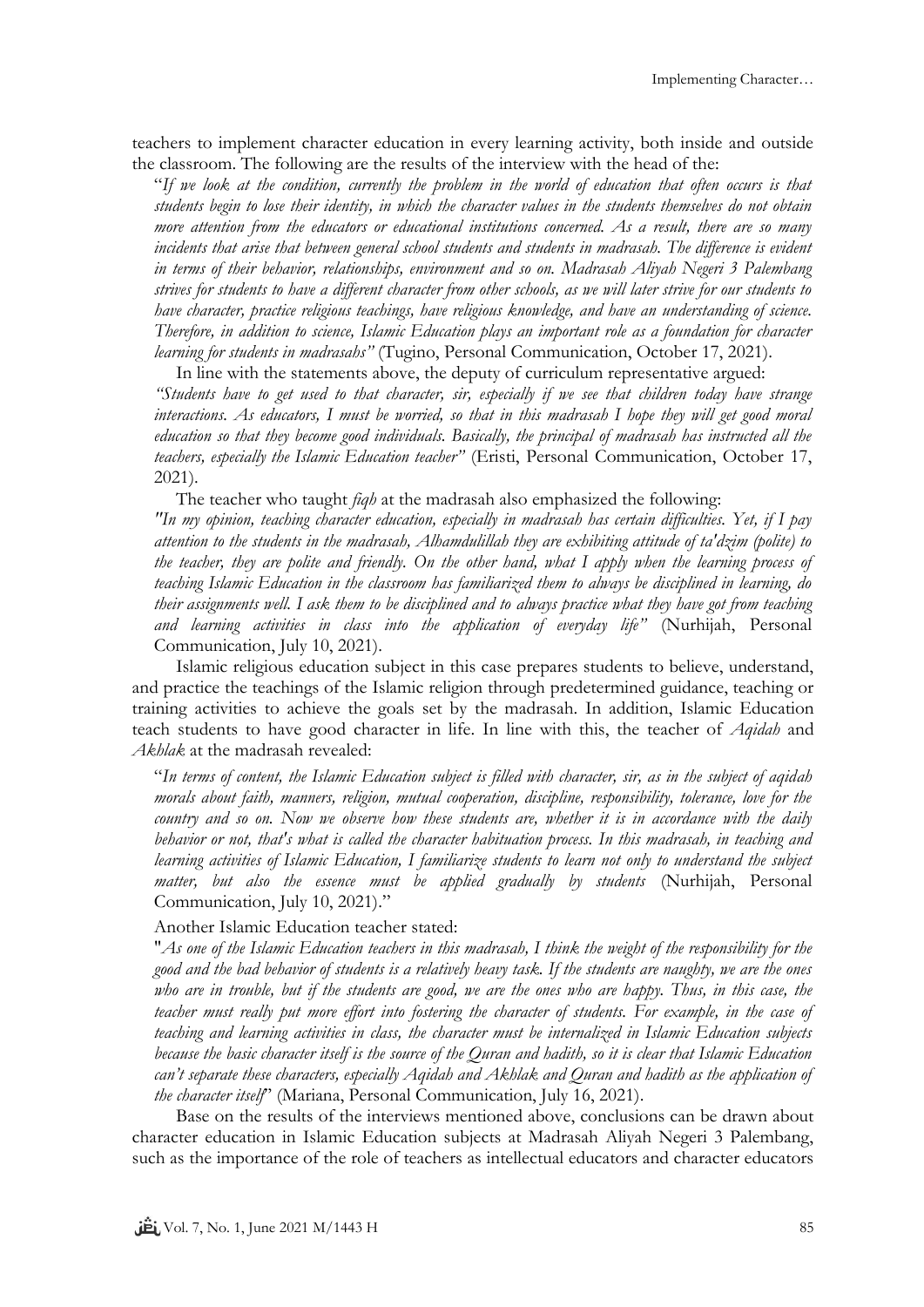teachers to implement character education in every learning activity, both inside and outside the classroom. The following are the results of the interview with the head of the:

> "*If we look at the condition, currently the problem in the world of education that often occurs is that students begin to lose their identity, in which the character values in the students themselves do not obtain more attention from the educators or educational institutions concerned. As a result, there are so many incidents that arise that between general school students and students in madrasah. The difference is evident in terms of their behavior, relationships, environment and so on. Madrasah Aliyah Negeri 3 Palembang strives for students to have a different character from other schools, as we will later strive for our students to have character, practice religious teachings, have religious knowledge, and have an understanding of science. Therefore, in addition to science, Islamic Education plays an important role as a foundation for character learning for students in madrasahs"* (Tugino, Personal Communication, October 17, 2021).

In line with the statements above, the deputy of curriculum representative argued:

> *"Students have to get used to that character, sir, especially if we see that children today have strange interactions. As educators, I must be worried, so that in this madrasah I hope they will get good moral education so that they become good individuals. Basically, the principal of madrasah has instructed all the teachers, especially the Islamic Education teacher"* (Eristi, Personal Communication, October 17, 2021).

The teacher who taught *fiqh* at the madrasah also emphasized the following:

> *"In my opinion, teaching character education, especially in madrasah has certain difficulties. Yet, if I pay attention to the students in the madrasah, Alhamdulillah they are exhibiting attitude of ta'dzim (polite) to the teacher, they are polite and friendly. On the other hand, what I apply when the learning process of teaching Islamic Education in the classroom has familiarized them to always be disciplined in learning, do their assignments well. I ask them to be disciplined and to always practice what they have got from teaching and learning activities in class into the application of everyday life"* (Nurhijah, Personal Communication, July 10, 2021).

Islamic religious education subject in this case prepares students to believe, understand, and practice the teachings of the Islamic religion through predetermined guidance, teaching or training activities to achieve the goals set by the madrasah. In addition, Islamic Education teach students to have good character in life. In line with this, the teacher of *Aqidah* and *Akhlak* at the madrasah revealed:

> "*In terms of content, the Islamic Education subject is filled with character, sir, as in the subject of aqidah morals about faith, manners, religion, mutual cooperation, discipline, responsibility, tolerance, love for the country and so on. Now we observe how these students are, whether it is in accordance with the daily behavior or not, that's what is called the character habituation process. In this madrasah, in teaching and learning activities of Islamic Education, I familiarize students to learn not only to understand the subject matter, but also the essence must be applied gradually by students* (Nurhijah, Personal Communication, July 10, 2021)."

Another Islamic Education teacher stated:

> "*As one of the Islamic Education teachers in this madrasah, I think the weight of the responsibility for the good and the bad behavior of students is a relatively heavy task. If the students are naughty, we are the ones who are in trouble, but if the students are good, we are the ones who are happy. Thus, in this case, the teacher must really put more effort into fostering the character of students. For example, in the case of teaching and learning activities in class, the character must be internalized in Islamic Education subjects because the basic character itself is the source of the Quran and hadith, so it is clear that Islamic Education can't separate these characters, especially Aqidah and Akhlak and Quran and hadith as the application of the character itself*" (Mariana, Personal Communication, July 16, 2021).

Base on the results of the interviews mentioned above, conclusions can be drawn about character education in Islamic Education subjects at Madrasah Aliyah Negeri 3 Palembang, such as the importance of the role of teachers as intellectual educators and character educators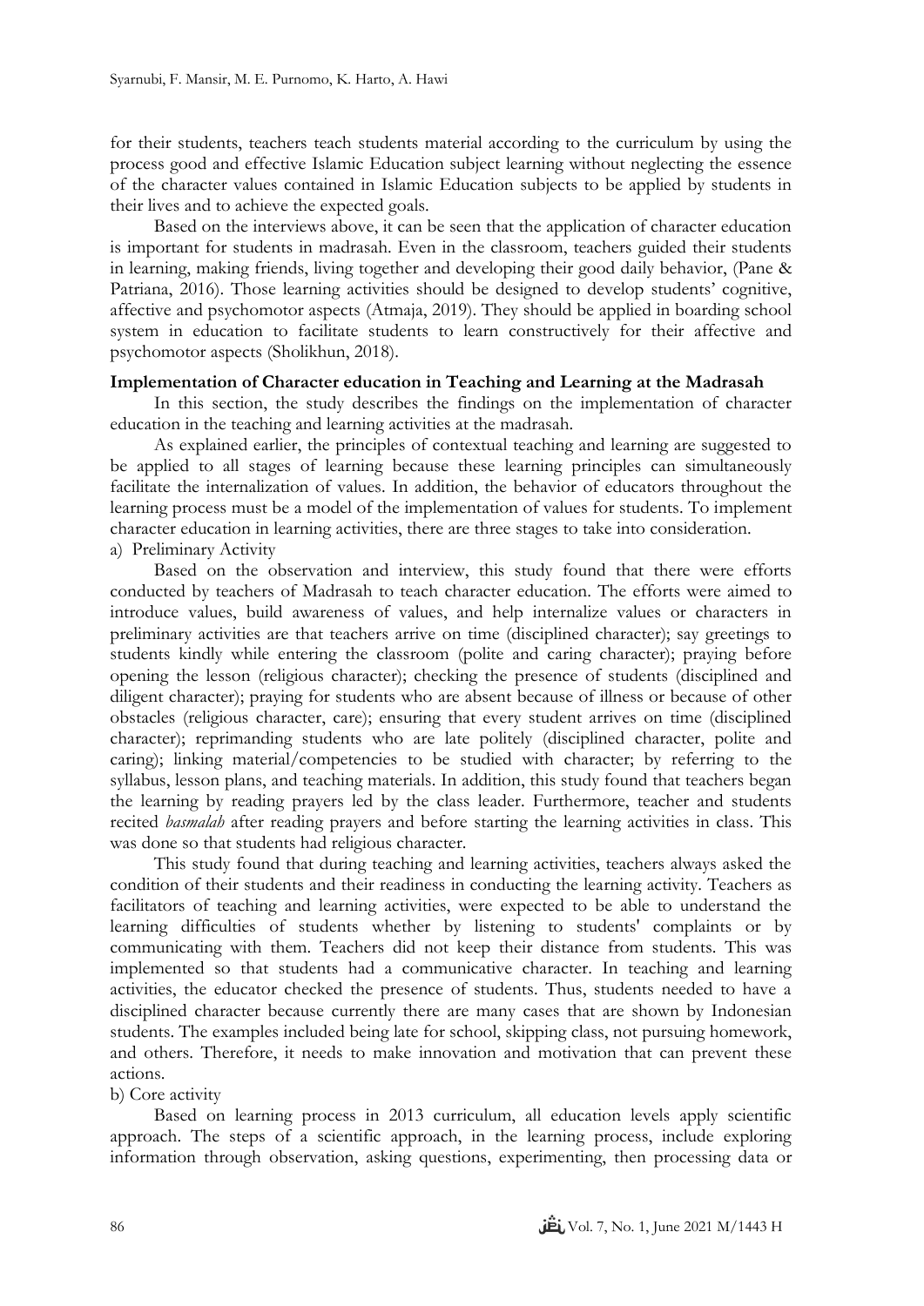for their students, teachers teach students material according to the curriculum by using the process good and effective Islamic Education subject learning without neglecting the essence of the character values contained in Islamic Education subjects to be applied by students in their lives and to achieve the expected goals.

Based on the interviews above, it can be seen that the application of character education is important for students in madrasah. Even in the classroom, teachers guided their students in learning, making friends, living together and developing their good daily behavior, (Pane & Patriana, 2016). Those learning activities should be designed to develop students' cognitive, affective and psychomotor aspects (Atmaja, 2019). They should be applied in boarding school system in education to facilitate students to learn constructively for their affective and psychomotor aspects (Sholikhun, 2018).

### Implementation of Character education in Teaching and Learning at the Madrasah

In this section, the study describes the findings on the implementation of character education in the teaching and learning activities at the madrasah.

As explained earlier, the principles of contextual teaching and learning are suggested to be applied to all stages of learning because these learning principles can simultaneously facilitate the internalization of values. In addition, the behavior of educators throughout the learning process must be a model of the implementation of values for students. To implement character education in learning activities, there are three stages to take into consideration.

a) Preliminary Activity

Based on the observation and interview, this study found that there were efforts conducted by teachers of Madrasah to teach character education. The efforts were aimed to introduce values, build awareness of values, and help internalize values or characters in preliminary activities are that teachers arrive on time (disciplined character); say greetings to students kindly while entering the classroom (polite and caring character); praying before opening the lesson (religious character); checking the presence of students (disciplined and diligent character); praying for students who are absent because of illness or because of other obstacles (religious character, care); ensuring that every student arrives on time (disciplined character); reprimanding students who are late politely (disciplined character, polite and caring); linking material/competencies to be studied with character; by referring to the syllabus, lesson plans, and teaching materials. In addition, this study found that teachers began the learning by reading prayers led by the class leader. Furthermore, teacher and students recited *basmalah* after reading prayers and before starting the learning activities in class. This was done so that students had religious character.

This study found that during teaching and learning activities, teachers always asked the condition of their students and their readiness in conducting the learning activity. Teachers as facilitators of teaching and learning activities, were expected to be able to understand the learning difficulties of students whether by listening to students' complaints or by communicating with them. Teachers did not keep their distance from students. This was implemented so that students had a communicative character. In teaching and learning activities, the educator checked the presence of students. Thus, students needed to have a disciplined character because currently there are many cases that are shown by Indonesian students. The examples included being late for school, skipping class, not pursuing homework, and others. Therefore, it needs to make innovation and motivation that can prevent these actions.

b) Core activity

Based on learning process in 2013 curriculum, all education levels apply scientific approach. The steps of a scientific approach, in the learning process, include exploring information through observation, asking questions, experimenting, then processing data or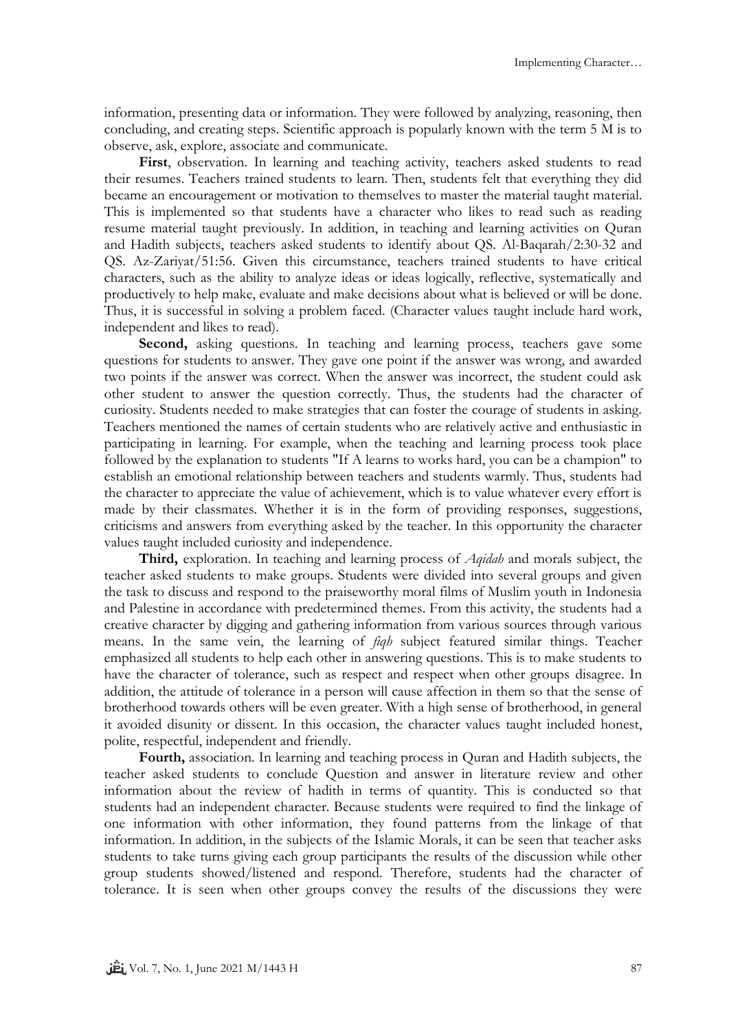information, presenting data or information. They were followed by analyzing, reasoning, then concluding, and creating steps. Scientific approach is popularly known with the term 5 M is to observe, ask, explore, associate and communicate.

**First**, observation. In learning and teaching activity, teachers asked students to read their resumes. Teachers trained students to learn. Then, students felt that everything they did became an encouragement or motivation to themselves to master the material taught material. This is implemented so that students have a character who likes to read such as reading resume material taught previously. In addition, in teaching and learning activities on Quran and Hadith subjects, teachers asked students to identify about QS. Al-Baqarah/2:30-32 and QS. Az-Zariyat/51:56. Given this circumstance, teachers trained students to have critical characters, such as the ability to analyze ideas or ideas logically, reflective, systematically and productively to help make, evaluate and make decisions about what is believed or will be done. Thus, it is successful in solving a problem faced. (Character values taught include hard work, independent and likes to read).

**Second,** asking questions. In teaching and learning process, teachers gave some questions for students to answer. They gave one point if the answer was wrong, and awarded two points if the answer was correct. When the answer was incorrect, the student could ask other student to answer the question correctly. Thus, the students had the character of curiosity. Students needed to make strategies that can foster the courage of students in asking. Teachers mentioned the names of certain students who are relatively active and enthusiastic in participating in learning. For example, when the teaching and learning process took place followed by the explanation to students "If A learns to works hard, you can be a champion" to establish an emotional relationship between teachers and students warmly. Thus, students had the character to appreciate the value of achievement, which is to value whatever every effort is made by their classmates. Whether it is in the form of providing responses, suggestions, criticisms and answers from everything asked by the teacher. In this opportunity the character values taught included curiosity and independence.

**Third,** exploration. In teaching and learning process of *Aqidah* and morals subject, the teacher asked students to make groups. Students were divided into several groups and given the task to discuss and respond to the praiseworthy moral films of Muslim youth in Indonesia and Palestine in accordance with predetermined themes. From this activity, the students had a creative character by digging and gathering information from various sources through various means. In the same vein, the learning of *fiqh* subject featured similar things. Teacher emphasized all students to help each other in answering questions. This is to make students to have the character of tolerance, such as respect and respect when other groups disagree. In addition, the attitude of tolerance in a person will cause affection in them so that the sense of brotherhood towards others will be even greater. With a high sense of brotherhood, in general it avoided disunity or dissent. In this occasion, the character values taught included honest, polite, respectful, independent and friendly.

**Fourth,** association. In learning and teaching process in Quran and Hadith subjects, the teacher asked students to conclude Question and answer in literature review and other information about the review of hadith in terms of quantity. This is conducted so that students had an independent character. Because students were required to find the linkage of one information with other information, they found patterns from the linkage of that information. In addition, in the subjects of the Islamic Morals, it can be seen that teacher asks students to take turns giving each group participants the results of the discussion while other group students showed/listened and respond. Therefore, students had the character of tolerance. It is seen when other groups convey the results of the discussions they were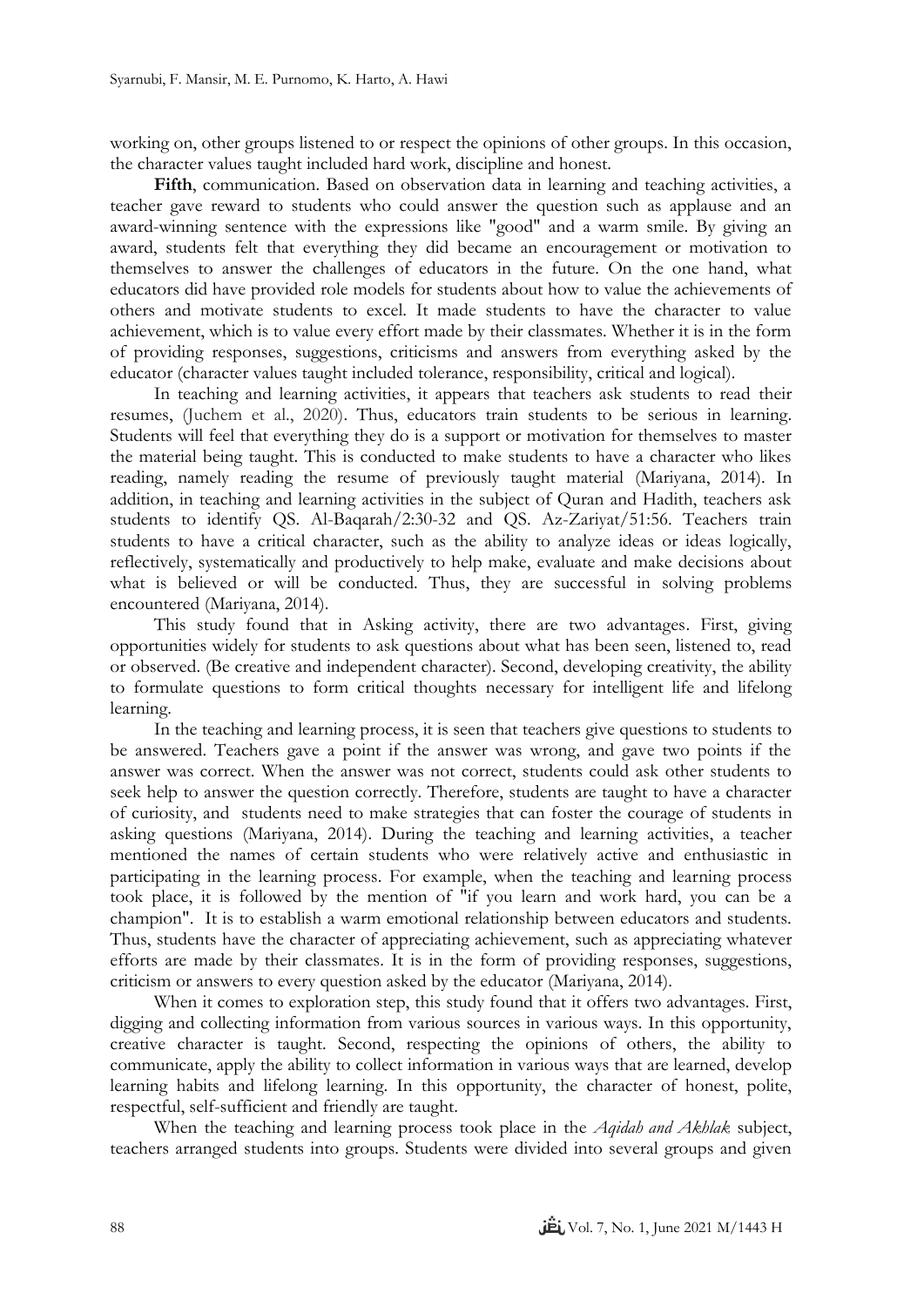working on, other groups listened to or respect the opinions of other groups. In this occasion, the character values taught included hard work, discipline and honest.

**Fifth**, communication. Based on observation data in learning and teaching activities, a teacher gave reward to students who could answer the question such as applause and an award-winning sentence with the expressions like "good" and a warm smile. By giving an award, students felt that everything they did became an encouragement or motivation to themselves to answer the challenges of educators in the future. On the one hand, what educators did have provided role models for students about how to value the achievements of others and motivate students to excel. It made students to have the character to value achievement, which is to value every effort made by their classmates. Whether it is in the form of providing responses, suggestions, criticisms and answers from everything asked by the educator (character values taught included tolerance, responsibility, critical and logical).

In teaching and learning activities, it appears that teachers ask students to read their resumes, (Juchem et al., 2020). Thus, educators train students to be serious in learning. Students will feel that everything they do is a support or motivation for themselves to master the material being taught. This is conducted to make students to have a character who likes reading, namely reading the resume of previously taught material (Mariyana, 2014). In addition, in teaching and learning activities in the subject of Quran and Hadith, teachers ask students to identify QS. Al-Baqarah/2:30-32 and QS. Az-Zariyat/51:56. Teachers train students to have a critical character, such as the ability to analyze ideas or ideas logically, reflectively, systematically and productively to help make, evaluate and make decisions about what is believed or will be conducted. Thus, they are successful in solving problems encountered (Mariyana, 2014).

This study found that in Asking activity, there are two advantages. First, giving opportunities widely for students to ask questions about what has been seen, listened to, read or observed. (Be creative and independent character). Second, developing creativity, the ability to formulate questions to form critical thoughts necessary for intelligent life and lifelong learning.

In the teaching and learning process, it is seen that teachers give questions to students to be answered. Teachers gave a point if the answer was wrong, and gave two points if the answer was correct. When the answer was not correct, students could ask other students to seek help to answer the question correctly. Therefore, students are taught to have a character of curiosity, and students need to make strategies that can foster the courage of students in asking questions (Mariyana, 2014). During the teaching and learning activities, a teacher mentioned the names of certain students who were relatively active and enthusiastic in participating in the learning process. For example, when the teaching and learning process took place, it is followed by the mention of "if you learn and work hard, you can be a champion". It is to establish a warm emotional relationship between educators and students. Thus, students have the character of appreciating achievement, such as appreciating whatever efforts are made by their classmates. It is in the form of providing responses, suggestions, criticism or answers to every question asked by the educator (Mariyana, 2014).

When it comes to exploration step, this study found that it offers two advantages. First, digging and collecting information from various sources in various ways. In this opportunity, creative character is taught. Second, respecting the opinions of others, the ability to communicate, apply the ability to collect information in various ways that are learned, develop learning habits and lifelong learning. In this opportunity, the character of honest, polite, respectful, self-sufficient and friendly are taught.

When the teaching and learning process took place in the *Aqidah and Akhlak* subject, teachers arranged students into groups. Students were divided into several groups and given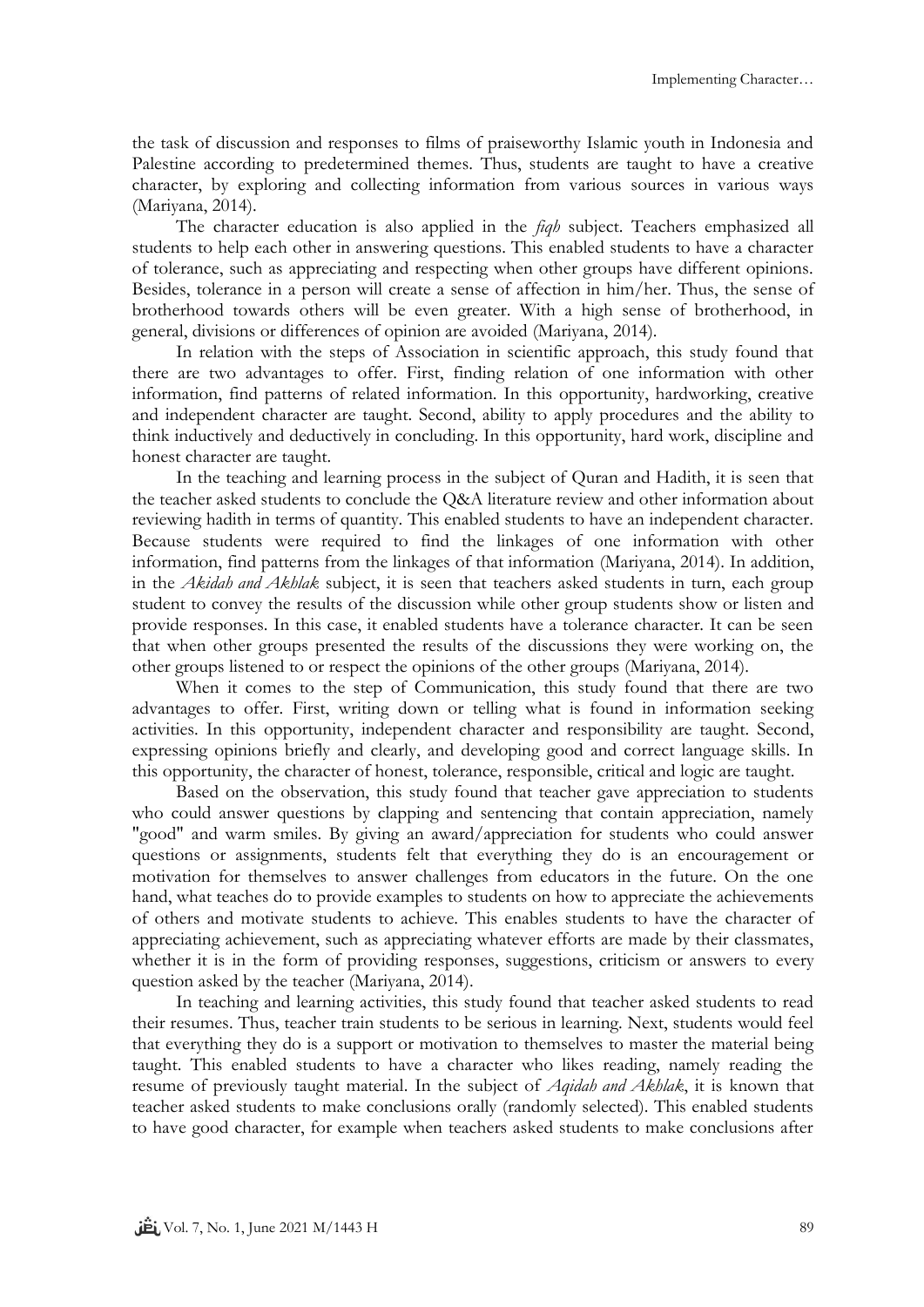the task of discussion and responses to films of praiseworthy Islamic youth in Indonesia and Palestine according to predetermined themes. Thus, students are taught to have a creative character, by exploring and collecting information from various sources in various ways (Mariyana, 2014).

The character education is also applied in the *fiqh* subject. Teachers emphasized all students to help each other in answering questions. This enabled students to have a character of tolerance, such as appreciating and respecting when other groups have different opinions. Besides, tolerance in a person will create a sense of affection in him/her. Thus, the sense of brotherhood towards others will be even greater. With a high sense of brotherhood, in general, divisions or differences of opinion are avoided (Mariyana, 2014).

In relation with the steps of Association in scientific approach, this study found that there are two advantages to offer. First, finding relation of one information with other information, find patterns of related information. In this opportunity, hardworking, creative and independent character are taught. Second, ability to apply procedures and the ability to think inductively and deductively in concluding. In this opportunity, hard work, discipline and honest character are taught.

In the teaching and learning process in the subject of Quran and Hadith, it is seen that the teacher asked students to conclude the Q&A literature review and other information about reviewing hadith in terms of quantity. This enabled students to have an independent character. Because students were required to find the linkages of one information with other information, find patterns from the linkages of that information (Mariyana, 2014). In addition, in the *Akidah and Akhlak* subject, it is seen that teachers asked students in turn, each group student to convey the results of the discussion while other group students show or listen and provide responses. In this case, it enabled students have a tolerance character. It can be seen that when other groups presented the results of the discussions they were working on, the other groups listened to or respect the opinions of the other groups (Mariyana, 2014).

When it comes to the step of Communication, this study found that there are two advantages to offer. First, writing down or telling what is found in information seeking activities. In this opportunity, independent character and responsibility are taught. Second, expressing opinions briefly and clearly, and developing good and correct language skills. In this opportunity, the character of honest, tolerance, responsible, critical and logic are taught.

Based on the observation, this study found that teacher gave appreciation to students who could answer questions by clapping and sentencing that contain appreciation, namely "good" and warm smiles. By giving an award/appreciation for students who could answer questions or assignments, students felt that everything they do is an encouragement or motivation for themselves to answer challenges from educators in the future. On the one hand, what teaches do to provide examples to students on how to appreciate the achievements of others and motivate students to achieve. This enables students to have the character of appreciating achievement, such as appreciating whatever efforts are made by their classmates, whether it is in the form of providing responses, suggestions, criticism or answers to every question asked by the teacher (Mariyana, 2014).

In teaching and learning activities, this study found that teacher asked students to read their resumes. Thus, teacher train students to be serious in learning. Next, students would feel that everything they do is a support or motivation to themselves to master the material being taught. This enabled students to have a character who likes reading, namely reading the resume of previously taught material. In the subject of *Aqidah and Akhlak*, it is known that teacher asked students to make conclusions orally (randomly selected). This enabled students to have good character, for example when teachers asked students to make conclusions after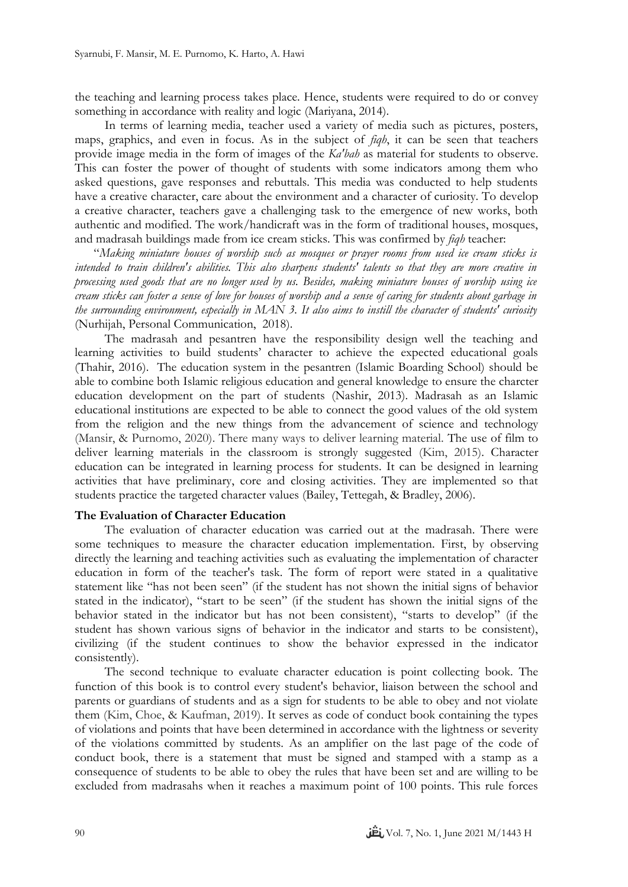the teaching and learning process takes place. Hence, students were required to do or convey something in accordance with reality and logic (Mariyana, 2014).

In terms of learning media, teacher used a variety of media such as pictures, posters, maps, graphics, and even in focus. As in the subject of *fiqh*, it can be seen that teachers provide image media in the form of images of the *Ka'bah* as material for students to observe. This can foster the power of thought of students with some indicators among them who asked questions, gave responses and rebuttals. This media was conducted to help students have a creative character, care about the environment and a character of curiosity. To develop a creative character, teachers gave a challenging task to the emergence of new works, both authentic and modified. The work/handicraft was in the form of traditional houses, mosques, and madrasah buildings made from ice cream sticks. This was confirmed by *fiqh* teacher:

"*Making miniature houses of worship such as mosques or prayer rooms from used ice cream sticks is intended to train children's abilities. This also sharpens students' talents so that they are more creative in processing used goods that are no longer used by us. Besides, making miniature houses of worship using ice cream sticks can foster a sense of love for houses of worship and a sense of caring for students about garbage in the surrounding environment, especially in MAN 3. It also aims to instill the character of students' curiosity* (Nurhijah, Personal Communication, 2018).

The madrasah and pesantren have the responsibility design well the teaching and learning activities to build students' character to achieve the expected educational goals (Thahir, 2016). The education system in the pesantren (Islamic Boarding School) should be able to combine both Islamic religious education and general knowledge to ensure the charcter education development on the part of students (Nashir, 2013). Madrasah as an Islamic educational institutions are expected to be able to connect the good values of the old system from the religion and the new things from the advancement of science and technology (Mansir, & Purnomo, 2020). There many ways to deliver learning material. The use of film to deliver learning materials in the classroom is strongly suggested (Kim, 2015). Character education can be integrated in learning process for students. It can be designed in learning activities that have preliminary, core and closing activities. They are implemented so that students practice the targeted character values (Bailey, Tettegah, & Bradley, 2006).

**The Evaluation of Character Education**

The evaluation of character education was carried out at the madrasah. There were some techniques to measure the character education implementation. First, by observing directly the learning and teaching activities such as evaluating the implementation of character education in form of the teacher's task. The form of report were stated in a qualitative statement like "has not been seen" (if the student has not shown the initial signs of behavior stated in the indicator), "start to be seen" (if the student has shown the initial signs of the behavior stated in the indicator but has not been consistent), "starts to develop" (if the student has shown various signs of behavior in the indicator and starts to be consistent), civilizing (if the student continues to show the behavior expressed in the indicator consistently).

The second technique to evaluate character education is point collecting book. The function of this book is to control every student's behavior, liaison between the school and parents or guardians of students and as a sign for students to be able to obey and not violate them (Kim, Choe, & Kaufman, 2019). It serves as code of conduct book containing the types of violations and points that have been determined in accordance with the lightness or severity of the violations committed by students. As an amplifier on the last page of the code of conduct book, there is a statement that must be signed and stamped with a stamp as a consequence of students to be able to obey the rules that have been set and are willing to be excluded from madrasahs when it reaches a maximum point of 100 points. This rule forces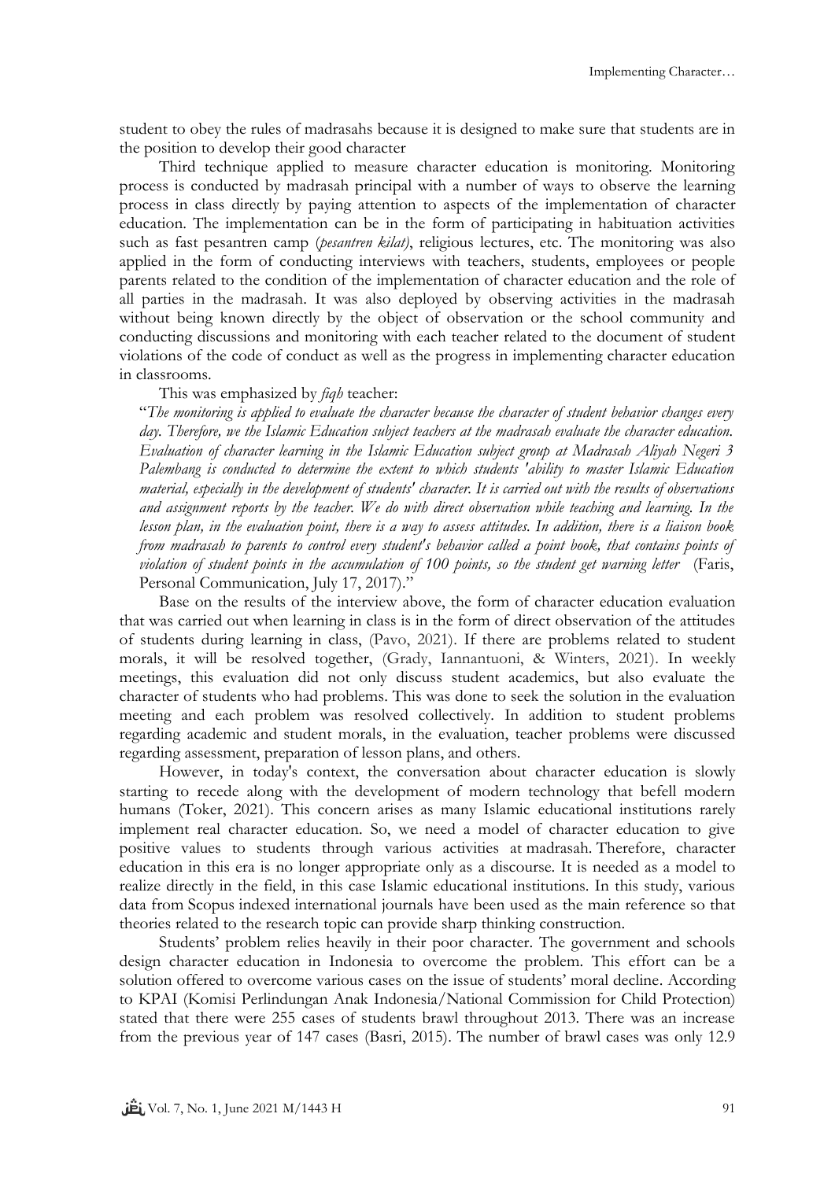student to obey the rules of madrasahs because it is designed to make sure that students are in the position to develop their good character

Third technique applied to measure character education is monitoring. Monitoring process is conducted by madrasah principal with a number of ways to observe the learning process in class directly by paying attention to aspects of the implementation of character education. The implementation can be in the form of participating in habituation activities such as fast pesantren camp (*pesantren kilat)*, religious lectures, etc. The monitoring was also applied in the form of conducting interviews with teachers, students, employees or people parents related to the condition of the implementation of character education and the role of all parties in the madrasah. It was also deployed by observing activities in the madrasah without being known directly by the object of observation or the school community and conducting discussions and monitoring with each teacher related to the document of student violations of the code of conduct as well as the progress in implementing character education in classrooms.

This was emphasized by *fiqh* teacher:

"*The monitoring is applied to evaluate the character because the character of student behavior changes every day. Therefore, we the Islamic Education subject teachers at the madrasah evaluate the character education. Evaluation of character learning in the Islamic Education subject group at Madrasah Aliyah Negeri 3 Palembang is conducted to determine the extent to which students 'ability to master Islamic Education material, especially in the development of students' character. It is carried out with the results of observations and assignment reports by the teacher. We do with direct observation while teaching and learning. In the lesson plan, in the evaluation point, there is a way to assess attitudes. In addition, there is a liaison book from madrasah to parents to control every student's behavior called a point book, that contains points of violation of student points in the accumulation of 100 points, so the student get warning letter* (Faris, Personal Communication, July 17, 2017)."

Base on the results of the interview above, the form of character education evaluation that was carried out when learning in class is in the form of direct observation of the attitudes of students during learning in class, (Pavo, 2021). If there are problems related to student morals, it will be resolved together, (Grady, Iannantuoni, & Winters, 2021). In weekly meetings, this evaluation did not only discuss student academics, but also evaluate the character of students who had problems. This was done to seek the solution in the evaluation meeting and each problem was resolved collectively. In addition to student problems regarding academic and student morals, in the evaluation, teacher problems were discussed regarding assessment, preparation of lesson plans, and others.

However, in today's context, the conversation about character education is slowly starting to recede along with the development of modern technology that befell modern humans (Toker, 2021). This concern arises as many Islamic educational institutions rarely implement real character education. So, we need a model of character education to give positive values to students through various activities at madrasah. Therefore, character education in this era is no longer appropriate only as a discourse. It is needed as a model to realize directly in the field, in this case Islamic educational institutions. In this study, various data from Scopus indexed international journals have been used as the main reference so that theories related to the research topic can provide sharp thinking construction.

Students' problem relies heavily in their poor character. The government and schools design character education in Indonesia to overcome the problem. This effort can be a solution offered to overcome various cases on the issue of students' moral decline. According to KPAI (Komisi Perlindungan Anak Indonesia/National Commission for Child Protection) stated that there were 255 cases of students brawl throughout 2013. There was an increase from the previous year of 147 cases (Basri, 2015). The number of brawl cases was only 12.9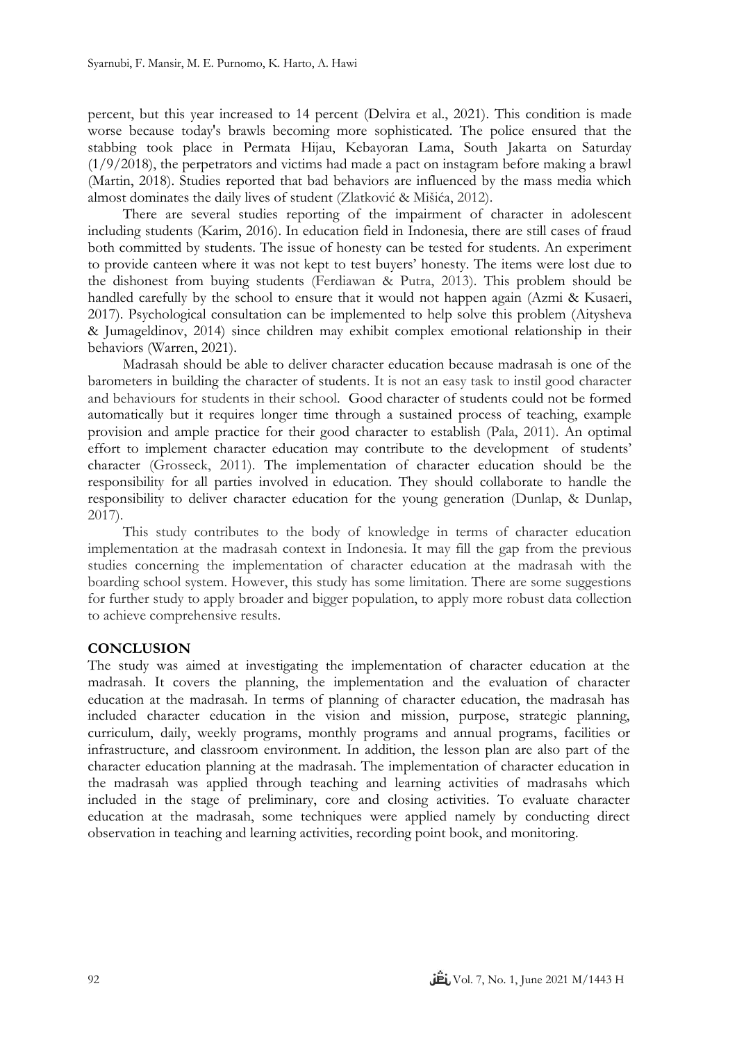percent, but this year increased to 14 percent (Delvira et al., 2021). This condition is made worse because today's brawls becoming more sophisticated. The police ensured that the stabbing took place in Permata Hijau, Kebayoran Lama, South Jakarta on Saturday (1/9/2018), the perpetrators and victims had made a pact on instagram before making a brawl (Martin, 2018). Studies reported that bad behaviors are influenced by the mass media which almost dominates the daily lives of student (Zlatković & Mišića, 2012).

There are several studies reporting of the impairment of character in adolescent including students (Karim, 2016). In education field in Indonesia, there are still cases of fraud both committed by students. The issue of honesty can be tested for students. An experiment to provide canteen where it was not kept to test buyers' honesty. The items were lost due to the dishonest from buying students (Ferdiawan & Putra, 2013). This problem should be handled carefully by the school to ensure that it would not happen again (Azmi & Kusaeri, 2017). Psychological consultation can be implemented to help solve this problem (Aitysheva & Jumageldinov, 2014) since children may exhibit complex emotional relationship in their behaviors (Warren, 2021).

Madrasah should be able to deliver character education because madrasah is one of the barometers in building the character of students. It is not an easy task to instil good character and behaviours for students in their school. Good character of students could not be formed automatically but it requires longer time through a sustained process of teaching, example provision and ample practice for their good character to establish (Pala, 2011). An optimal effort to implement character education may contribute to the development of students' character (Grosseck, 2011). The implementation of character education should be the responsibility for all parties involved in education. They should collaborate to handle the responsibility to deliver character education for the young generation (Dunlap, & Dunlap, 2017).

This study contributes to the body of knowledge in terms of character education implementation at the madrasah context in Indonesia. It may fill the gap from the previous studies concerning the implementation of character education at the madrasah with the boarding school system. However, this study has some limitation. There are some suggestions for further study to apply broader and bigger population, to apply more robust data collection to achieve comprehensive results.

## CONCLUSION

The study was aimed at investigating the implementation of character education at the madrasah. It covers the planning, the implementation and the evaluation of character education at the madrasah. In terms of planning of character education, the madrasah has included character education in the vision and mission, purpose, strategic planning, curriculum, daily, weekly programs, monthly programs and annual programs, facilities or infrastructure, and classroom environment. In addition, the lesson plan are also part of the character education planning at the madrasah. The implementation of character education in the madrasah was applied through teaching and learning activities of madrasahs which included in the stage of preliminary, core and closing activities. To evaluate character education at the madrasah, some techniques were applied namely by conducting direct observation in teaching and learning activities, recording point book, and monitoring.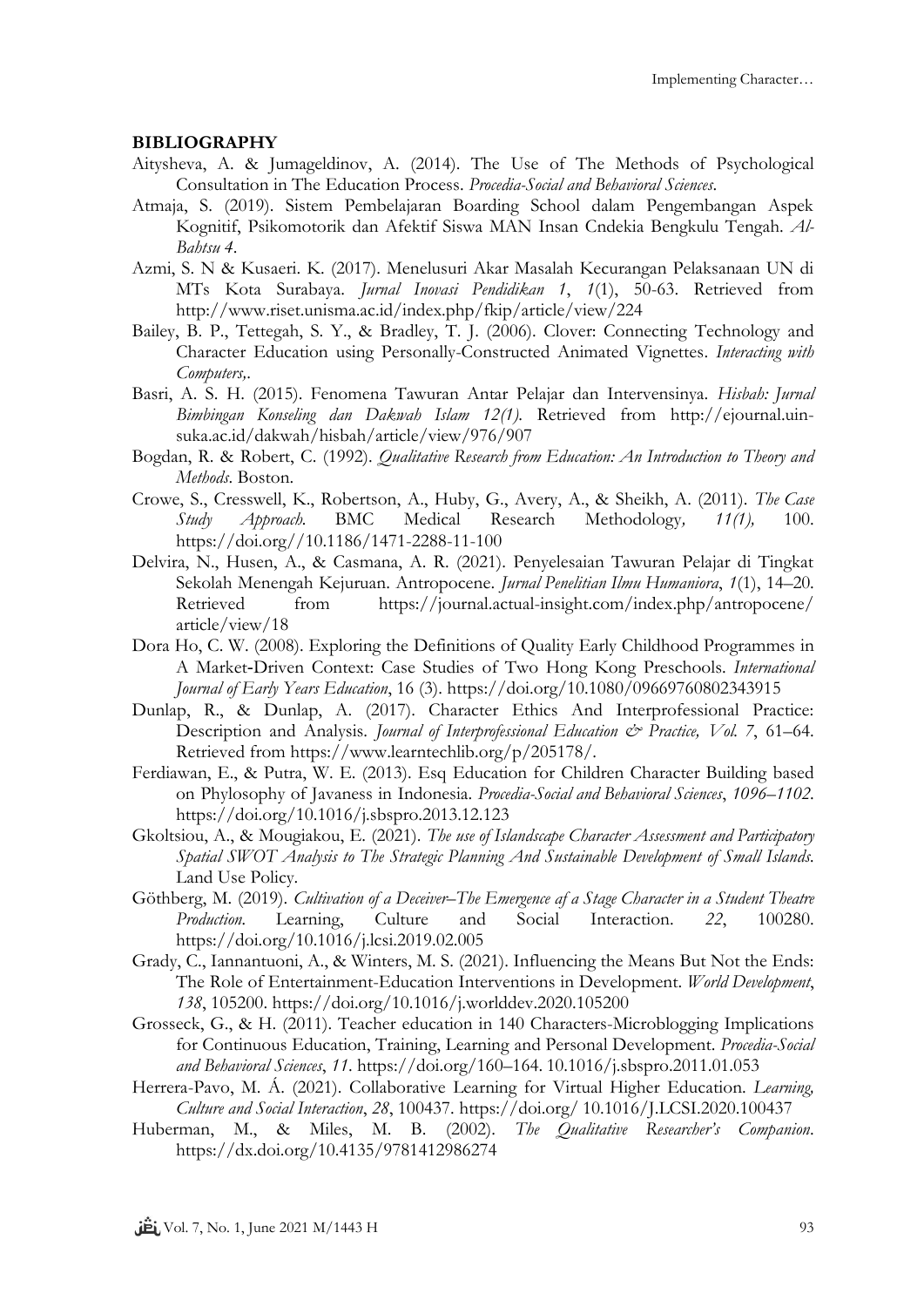## BIBLIOGRAPHY

Aitysheva, A. & Jumageldinov, A. (2014). The Use of The Methods of Psychological Consultation in The Education Process. *Procedia-Social and Behavioral Sciences*.

Atmaja, S. (2019). Sistem Pembelajaran Boarding School dalam Pengembangan Aspek Kognitif, Psikomotorik dan Afektif Siswa MAN Insan Cndekia Bengkulu Tengah. *Al-Bahtsu 4*.

Azmi, S. N & Kusaeri. K. (2017). Menelusuri Akar Masalah Kecurangan Pelaksanaan UN di MTs Kota Surabaya. *Jurnal Inovasi Pendidikan 1*, *1*(1), 50-63. Retrieved from http://www.riset.unisma.ac.id/index.php/fkip/article/view/224

Bailey, B. P., Tettegah, S. Y., & Bradley, T. J. (2006). Clover: Connecting Technology and Character Education using Personally-Constructed Animated Vignettes. *Interacting with Computers,*.

Basri, A. S. H. (2015). Fenomena Tawuran Antar Pelajar dan Intervensinya. *Hisbah: Jurnal Bimbingan Konseling dan Dakwah Islam 12(1).* Retrieved from http://ejournal.uin-suka.ac.id/dakwah/hisbah/article/view/976/907

Bogdan, R. & Robert, C. (1992). *Qualitative Research from Education: An Introduction to Theory and Methods*. Boston.

Crowe, S., Cresswell, K., Robertson, A., Huby, G., Avery, A., & Sheikh, A. (2011). *The Case Study Approach.* BMC Medical Research Methodology*, 11(1),* 100. https://doi.org//10.1186/1471-2288-11-100

Delvira, N., Husen, A., & Casmana, A. R. (2021). Penyelesaian Tawuran Pelajar di Tingkat Sekolah Menengah Kejuruan. Antropocene. *Jurnal Penelitian Ilmu Humaniora*, *1*(1), 14–20. Retrieved from https://journal.actual-insight.com/index.php/antropocene/article/view/18

Dora Ho, C. W. (2008). Exploring the Definitions of Quality Early Childhood Programmes in A Market-Driven Context: Case Studies of Two Hong Kong Preschools. *International Journal of Early Years Education*, 16 (3). https://doi.org/10.1080/09669760802343915

Dunlap, R., & Dunlap, A. (2017). Character Ethics And Interprofessional Practice: Description and Analysis. *Journal of Interprofessional Education & Practice, Vol. 7*, 61–64. Retrieved from https://www.learntechlib.org/p/205178/.

Ferdiawan, E., & Putra, W. E. (2013). Esq Education for Children Character Building based on Phylosophy of Javaness in Indonesia. *Procedia-Social and Behavioral Sciences*, *1096–1102*. https://doi.org/10.1016/j.sbspro.2013.12.123

Gkoltsiou, A., & Mougiakou, E. (2021). *The use of Islandscape Character Assessment and Participatory Spatial SWOT Analysis to The Strategic Planning And Sustainable Development of Small Islands.* Land Use Policy.

Göthberg, M. (2019). *Cultivation of a Deceiver–The Emergence af a Stage Character in a Student Theatre Production.* Learning, Culture and Social Interaction. *22*, 100280. https://doi.org/10.1016/j.lcsi.2019.02.005

Grady, C., Iannantuoni, A., & Winters, M. S. (2021). Influencing the Means But Not the Ends: The Role of Entertainment-Education Interventions in Development. *World Development*, *138*, 105200. https://doi.org/10.1016/j.worlddev.2020.105200

Grosseck, G., & H. (2011). Teacher education in 140 Characters-Microblogging Implications for Continuous Education, Training, Learning and Personal Development. *Procedia-Social and Behavioral Sciences*, *11*. https://doi.org/160–164. 10.1016/j.sbspro.2011.01.053

Herrera-Pavo, M. Á. (2021). Collaborative Learning for Virtual Higher Education. *Learning, Culture and Social Interaction*, *28*, 100437. https://doi.org/ 10.1016/J.LCSI.2020.100437

Huberman, M., & Miles, M. B. (2002). *The Qualitative Researcher's Companion*. https://dx.doi.org/10.4135/9781412986274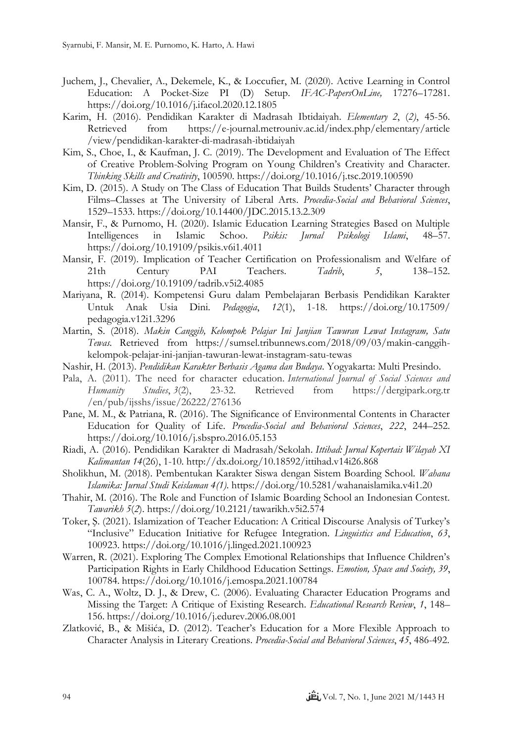Juchem, J., Chevalier, A., Dekemele, K., & Loccufier, M. (2020). Active Learning in Control Education: A Pocket-Size PI (D) Setup. *IFAC-PapersOnLine,* 17276–17281. https://doi.org/10.1016/j.ifacol.2020.12.1805

Karim, H. (2016). Pendidikan Karakter di Madrasah Ibtidaiyah. *Elementary 2*, (*2)*, 45-56. Retrieved from https://e-journal.metrouniv.ac.id/index.php/elementary/article /view/pendidikan-karakter-di-madrasah-ibtidaiyah

Kim, S., Choe, I., & Kaufman, J. C. (2019). The Development and Evaluation of The Effect of Creative Problem-Solving Program on Young Children's Creativity and Character. *Thinking Skills and Creativity*, 100590. https://doi.org/10.1016/j.tsc.2019.100590

Kim, D. (2015). A Study on The Class of Education That Builds Students' Character through Films–Classes at The University of Liberal Arts. *Procedia-Social and Behavioral Sciences*, 1529–1533. https://doi.org/10.14400/JDC.2015.13.2.309

Mansir, F., & Purnomo, H. (2020). Islamic Education Learning Strategies Based on Multiple Intelligences in Islamic Schoo. *Psikis: Jurnal Psikologi Islami*, 48–57. https://doi.org/10.19109/psikis.v6i1.4011

Mansir, F. (2019). Implication of Teacher Certification on Professionalism and Welfare of 21th Century PAI Teachers. *Tadrib*, *5*, 138–152. https://doi.org/10.19109/tadrib.v5i2.4085

Mariyana, R. (2014). Kompetensi Guru dalam Pembelajaran Berbasis Pendidikan Karakter Untuk Anak Usia Dini. *Pedagogia*, *12*(1), 1-18. https://doi.org/10.17509/ pedagogia.v12i1.3296

Martin, S. (2018). *Makin Canggih, Kelompok Pelajar Ini Janjian Tawuran Lewat Instagram, Satu Tewas*. Retrieved from https://sumsel.tribunnews.com/2018/09/03/makin-canggih-kelompok-pelajar-ini-janjian-tawuran-lewat-instagram-satu-tewas

Nashir, H. (2013). *Pendidikan Karakter Berbasis Agama dan Budaya*. Yogyakarta: Multi Presindo.

Pala, A. (2011). The need for character education. *International Journal of Social Sciences and Humanity Studies*, *3*(2), 23-32. Retrieved from https://dergipark.org.tr /en/pub/ijsshs/issue/26222/276136

Pane, M. M., & Patriana, R. (2016). The Significance of Environmental Contents in Character Education for Quality of Life. *Procedia-Social and Behavioral Sciences*, *222*, 244–252. https://doi.org/10.1016/j.sbspro.2016.05.153

Riadi, A. (2016). Pendidikan Karakter di Madrasah/Sekolah. *Ittihad: Jurnal Kopertais Wilayah XI Kalimantan 14*(26), 1-10. http://dx.doi.org/10.18592/ittihad.v14i26.868

Sholikhun, M. (2018). Pembentukan Karakter Siswa dengan Sistem Boarding School. *Wahana Islamika: Jurnal Studi Keislaman 4(1)*. https://doi.org/10.5281/wahanaislamika.v4i1.20

Thahir, M. (2016). The Role and Function of Islamic Boarding School an Indonesian Contest. *Tawarikh 5*(*2*). https://doi.org/10.2121/tawarikh.v5i2.574

Toker, Ş. (2021). Islamization of Teacher Education: A Critical Discourse Analysis of Turkey's "Inclusive" Education Initiative for Refugee Integration. *Linguistics and Education*, *63*, 100923. https://doi.org/10.1016/j.linged.2021.100923

Warren, R. (2021). Exploring The Complex Emotional Relationships that Influence Children's Participation Rights in Early Childhood Education Settings. *Emotion, Space and Society, 39*, 100784. https://doi.org/10.1016/j.emospa.2021.100784

Was, C. A., Woltz, D. J., & Drew, C. (2006). Evaluating Character Education Programs and Missing the Target: A Critique of Existing Research. *Educational Research Review*, *1*, 148–156. https://doi.org/10.1016/j.edurev.2006.08.001

Zlatković, B., & Mišića, D. (2012). Teacher's Education for a More Flexible Approach to Character Analysis in Literary Creations. *Procedia-Social and Behavioral Sciences*, *45*, 486-492.